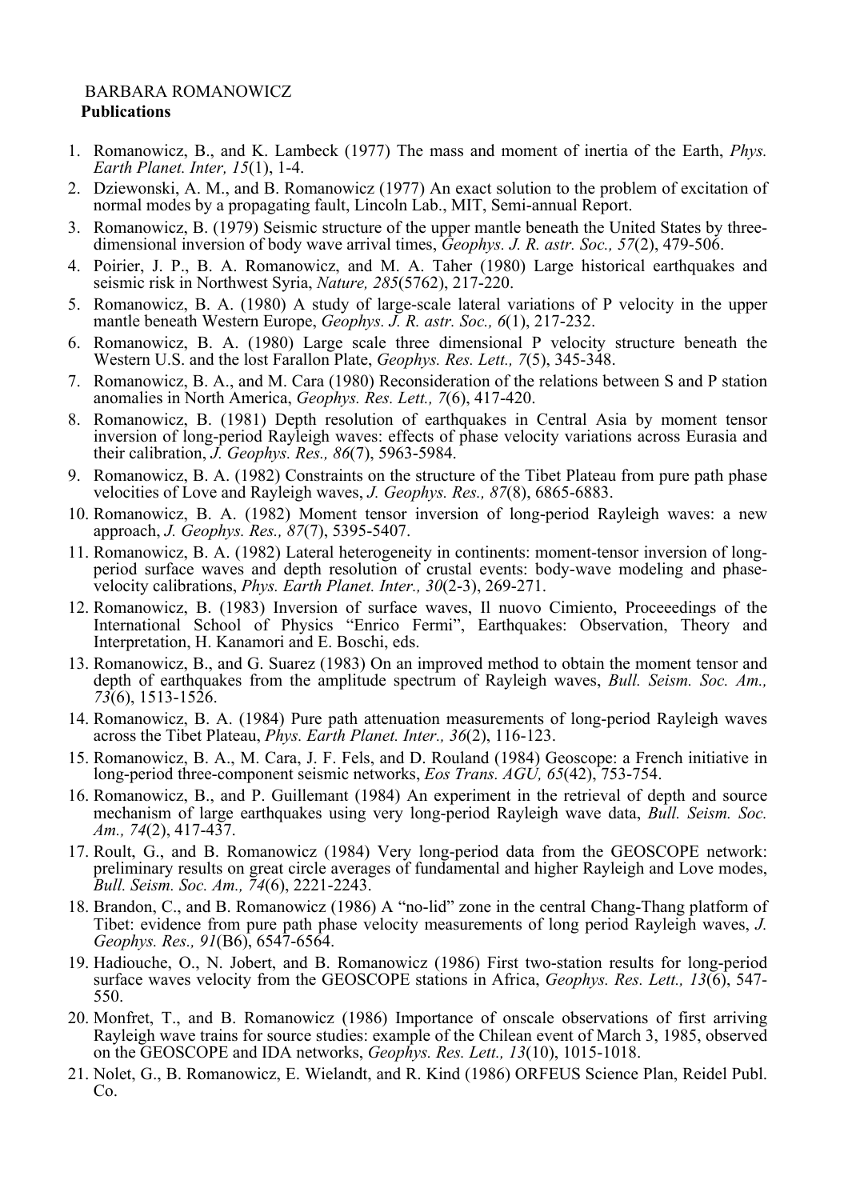BARBARA ROMANOWICZ

**Publications**

1. Romanowicz, B., and K. Lambeck (1977) The mass and moment of inertia of the Earth, *Phys. Earth Planet. Inter, 15*(1), 1-4.
2. Dziewonski, A. M., and B. Romanowicz (1977) An exact solution to the problem of excitation of normal modes by a propagating fault, Lincoln Lab., MIT, Semi-annual Report.
3. Romanowicz, B. (1979) Seismic structure of the upper mantle beneath the United States by three-dimensional inversion of body wave arrival times, *Geophys. J. R. astr. Soc., 57*(2), 479-506.
4. Poirier, J. P., B. A. Romanowicz, and M. A. Taher (1980) Large historical earthquakes and seismic risk in Northwest Syria, *Nature, 285*(5762), 217-220.
5. Romanowicz, B. A. (1980) A study of large-scale lateral variations of P velocity in the upper mantle beneath Western Europe, *Geophys. J. R. astr. Soc., 6*(1), 217-232.
6. Romanowicz, B. A. (1980) Large scale three dimensional P velocity structure beneath the Western U.S. and the lost Farallon Plate, *Geophys. Res. Lett., 7*(5), 345-348.
7. Romanowicz, B. A., and M. Cara (1980) Reconsideration of the relations between S and P station anomalies in North America, *Geophys. Res. Lett., 7*(6), 417-420.
8. Romanowicz, B. (1981) Depth resolution of earthquakes in Central Asia by moment tensor inversion of long-period Rayleigh waves: effects of phase velocity variations across Eurasia and their calibration, *J. Geophys. Res., 86*(7), 5963-5984.
9. Romanowicz, B. A. (1982) Constraints on the structure of the Tibet Plateau from pure path phase velocities of Love and Rayleigh waves, *J. Geophys. Res., 87*(8), 6865-6883.
10. Romanowicz, B. A. (1982) Moment tensor inversion of long-period Rayleigh waves: a new approach, *J. Geophys. Res., 87*(7), 5395-5407.
11. Romanowicz, B. A. (1982) Lateral heterogeneity in continents: moment-tensor inversion of long-period surface waves and depth resolution of crustal events: body-wave modeling and phase-velocity calibrations, *Phys. Earth Planet. Inter., 30*(2-3), 269-271.
12. Romanowicz, B. (1983) Inversion of surface waves, Il nuovo Cimiento, Proceeedings of the International School of Physics "Enrico Fermi", Earthquakes: Observation, Theory and Interpretation, H. Kanamori and E. Boschi, eds.
13. Romanowicz, B., and G. Suarez (1983) On an improved method to obtain the moment tensor and depth of earthquakes from the amplitude spectrum of Rayleigh waves, *Bull. Seism. Soc. Am., 73*(6), 1513-1526.
14. Romanowicz, B. A. (1984) Pure path attenuation measurements of long-period Rayleigh waves across the Tibet Plateau, *Phys. Earth Planet. Inter., 36*(2), 116-123.
15. Romanowicz, B. A., M. Cara, J. F. Fels, and D. Rouland (1984) Geoscope: a French initiative in long-period three-component seismic networks, *Eos Trans. AGU, 65*(42), 753-754.
16. Romanowicz, B., and P. Guillemant (1984) An experiment in the retrieval of depth and source mechanism of large earthquakes using very long-period Rayleigh wave data, *Bull. Seism. Soc. Am., 74*(2), 417-437.
17. Roult, G., and B. Romanowicz (1984) Very long-period data from the GEOSCOPE network: preliminary results on great circle averages of fundamental and higher Rayleigh and Love modes, *Bull. Seism. Soc. Am., 74*(6), 2221-2243.
18. Brandon, C., and B. Romanowicz (1986) A "no-lid" zone in the central Chang-Thang platform of Tibet: evidence from pure path phase velocity measurements of long period Rayleigh waves, *J. Geophys. Res., 91*(B6), 6547-6564.
19. Hadiouche, O., N. Jobert, and B. Romanowicz (1986) First two-station results for long-period surface waves velocity from the GEOSCOPE stations in Africa, *Geophys. Res. Lett., 13*(6), 547-550.
20. Monfret, T., and B. Romanowicz (1986) Importance of onscale observations of first arriving Rayleigh wave trains for source studies: example of the Chilean event of March 3, 1985, observed on the GEOSCOPE and IDA networks, *Geophys. Res. Lett., 13*(10), 1015-1018.
21. Nolet, G., B. Romanowicz, E. Wielandt, and R. Kind (1986) ORFEUS Science Plan, Reidel Publ. Co.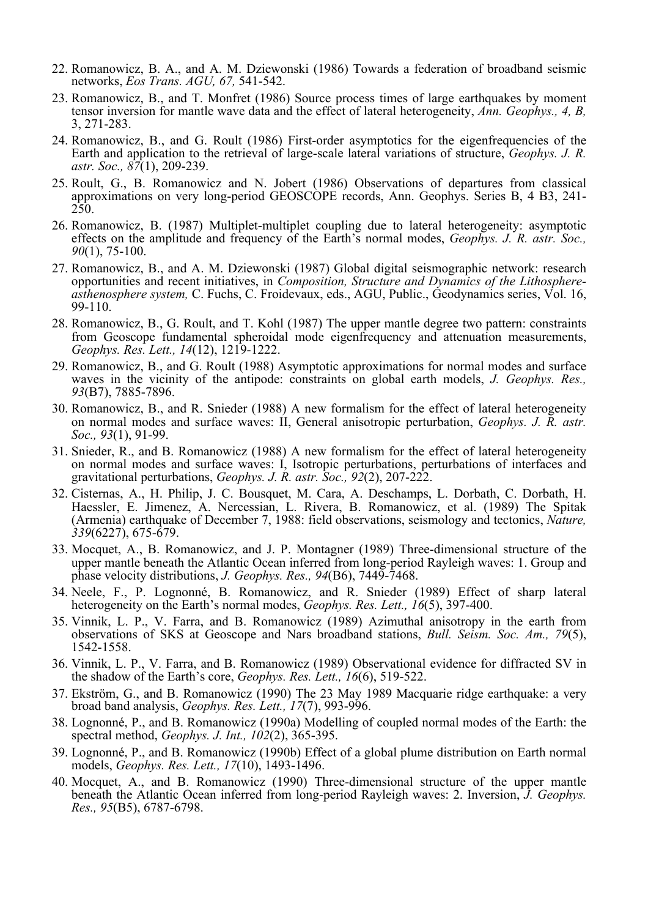22. Romanowicz, B. A., and A. M. Dziewonski (1986) Towards a federation of broadband seismic networks, *Eos Trans. AGU, 67,* 541-542.
23. Romanowicz, B., and T. Monfret (1986) Source process times of large earthquakes by moment tensor inversion for mantle wave data and the effect of lateral heterogeneity, *Ann. Geophys., 4, B,* 3, 271-283.
24. Romanowicz, B., and G. Roult (1986) First-order asymptotics for the eigenfrequencies of the Earth and application to the retrieval of large-scale lateral variations of structure, *Geophys. J. R. astr. Soc., 87*(1), 209-239.
25. Roult, G., B. Romanowicz and N. Jobert (1986) Observations of departures from classical approximations on very long-period GEOSCOPE records, Ann. Geophys. Series B, 4 B3, 241-250.
26. Romanowicz, B. (1987) Multiplet-multiplet coupling due to lateral heterogeneity: asymptotic effects on the amplitude and frequency of the Earth's normal modes, *Geophys. J. R. astr. Soc., 90*(1), 75-100.
27. Romanowicz, B., and A. M. Dziewonski (1987) Global digital seismographic network: research opportunities and recent initiatives, in *Composition, Structure and Dynamics of the Lithosphere-asthenosphere system,* C. Fuchs, C. Froidevaux, eds., AGU, Public., Geodynamics series, Vol. 16, 99-110.
28. Romanowicz, B., G. Roult, and T. Kohl (1987) The upper mantle degree two pattern: constraints from Geoscope fundamental spheroidal mode eigenfrequency and attenuation measurements, *Geophys. Res. Lett., 14*(12), 1219-1222.
29. Romanowicz, B., and G. Roult (1988) Asymptotic approximations for normal modes and surface waves in the vicinity of the antipode: constraints on global earth models, *J. Geophys. Res., 93*(B7), 7885-7896.
30. Romanowicz, B., and R. Snieder (1988) A new formalism for the effect of lateral heterogeneity on normal modes and surface waves: II, General anisotropic perturbation, *Geophys. J. R. astr. Soc., 93*(1), 91-99.
31. Snieder, R., and B. Romanowicz (1988) A new formalism for the effect of lateral heterogeneity on normal modes and surface waves: I, Isotropic perturbations, perturbations of interfaces and gravitational perturbations, *Geophys. J. R. astr. Soc., 92*(2), 207-222.
32. Cisternas, A., H. Philip, J. C. Bousquet, M. Cara, A. Deschamps, L. Dorbath, C. Dorbath, H. Haessler, E. Jimenez, A. Nercessian, L. Rivera, B. Romanowicz, et al. (1989) The Spitak (Armenia) earthquake of December 7, 1988: field observations, seismology and tectonics, *Nature, 339*(6227), 675-679.
33. Mocquet, A., B. Romanowicz, and J. P. Montagner (1989) Three-dimensional structure of the upper mantle beneath the Atlantic Ocean inferred from long-period Rayleigh waves: 1. Group and phase velocity distributions, *J. Geophys. Res., 94*(B6), 7449-7468.
34. Neele, F., P. Lognonné, B. Romanowicz, and R. Snieder (1989) Effect of sharp lateral heterogeneity on the Earth's normal modes, *Geophys. Res. Lett., 16*(5), 397-400.
35. Vinnik, L. P., V. Farra, and B. Romanowicz (1989) Azimuthal anisotropy in the earth from observations of SKS at Geoscope and Nars broadband stations, *Bull. Seism. Soc. Am., 79*(5), 1542-1558.
36. Vinnik, L. P., V. Farra, and B. Romanowicz (1989) Observational evidence for diffracted SV in the shadow of the Earth's core, *Geophys. Res. Lett., 16*(6), 519-522.
37. Ekström, G., and B. Romanowicz (1990) The 23 May 1989 Macquarie ridge earthquake: a very broad band analysis, *Geophys. Res. Lett., 17*(7), 993-996.
38. Lognonné, P., and B. Romanowicz (1990a) Modelling of coupled normal modes of the Earth: the spectral method, *Geophys. J. Int., 102*(2), 365-395.
39. Lognonné, P., and B. Romanowicz (1990b) Effect of a global plume distribution on Earth normal models, *Geophys. Res. Lett., 17*(10), 1493-1496.
40. Mocquet, A., and B. Romanowicz (1990) Three-dimensional structure of the upper mantle beneath the Atlantic Ocean inferred from long-period Rayleigh waves: 2. Inversion, *J. Geophys. Res., 95*(B5), 6787-6798.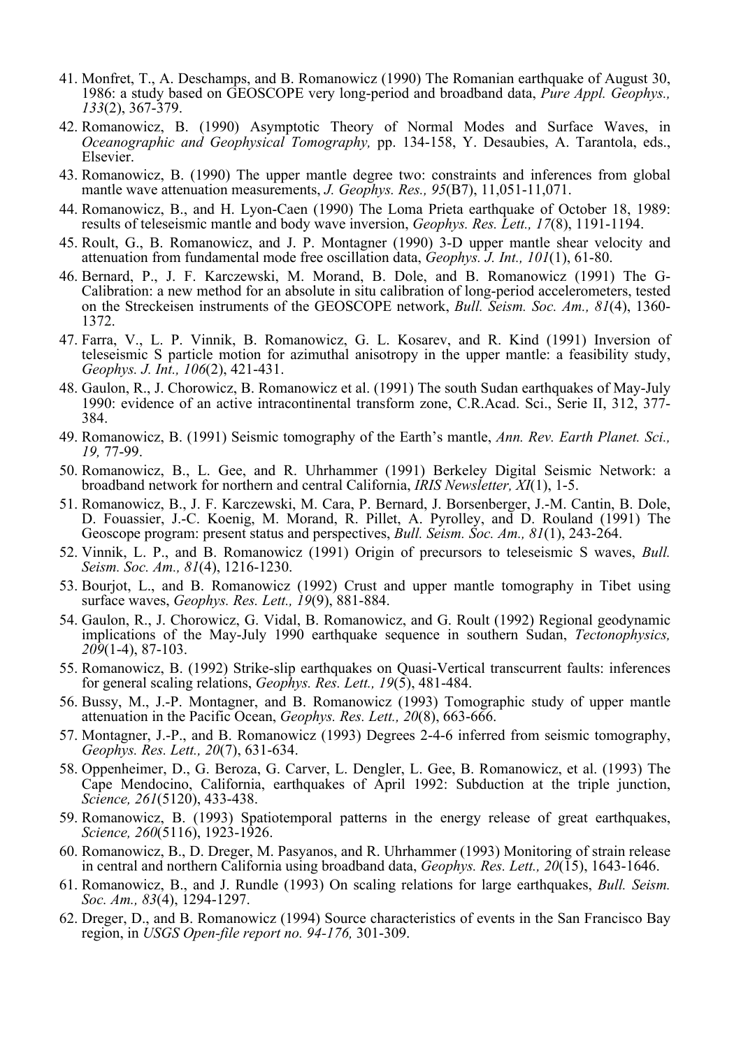41. Monfret, T., A. Deschamps, and B. Romanowicz (1990) The Romanian earthquake of August 30, 1986: a study based on GEOSCOPE very long-period and broadband data, *Pure Appl. Geophys., 133*(2), 367-379.
42. Romanowicz, B. (1990) Asymptotic Theory of Normal Modes and Surface Waves, in *Oceanographic and Geophysical Tomography,* pp. 134-158, Y. Desaubies, A. Tarantola, eds., Elsevier.
43. Romanowicz, B. (1990) The upper mantle degree two: constraints and inferences from global mantle wave attenuation measurements, *J. Geophys. Res., 95*(B7), 11,051-11,071.
44. Romanowicz, B., and H. Lyon-Caen (1990) The Loma Prieta earthquake of October 18, 1989: results of teleseismic mantle and body wave inversion, *Geophys. Res. Lett., 17*(8), 1191-1194.
45. Roult, G., B. Romanowicz, and J. P. Montagner (1990) 3-D upper mantle shear velocity and attenuation from fundamental mode free oscillation data, *Geophys. J. Int., 101*(1), 61-80.
46. Bernard, P., J. F. Karczewski, M. Morand, B. Dole, and B. Romanowicz (1991) The G-Calibration: a new method for an absolute in situ calibration of long-period accelerometers, tested on the Streckeisen instruments of the GEOSCOPE network, *Bull. Seism. Soc. Am., 81*(4), 1360-1372.
47. Farra, V., L. P. Vinnik, B. Romanowicz, G. L. Kosarev, and R. Kind (1991) Inversion of teleseismic S particle motion for azimuthal anisotropy in the upper mantle: a feasibility study, *Geophys. J. Int., 106*(2), 421-431.
48. Gaulon, R., J. Chorowicz, B. Romanowicz et al. (1991) The south Sudan earthquakes of May-July 1990: evidence of an active intracontinental transform zone, C.R.Acad. Sci., Serie II, 312, 377-384.
49. Romanowicz, B. (1991) Seismic tomography of the Earth's mantle, *Ann. Rev. Earth Planet. Sci., 19,* 77-99.
50. Romanowicz, B., L. Gee, and R. Uhrhammer (1991) Berkeley Digital Seismic Network: a broadband network for northern and central California, *IRIS Newsletter, XI*(1), 1-5.
51. Romanowicz, B., J. F. Karczewski, M. Cara, P. Bernard, J. Borsenberger, J.-M. Cantin, B. Dole, D. Fouassier, J.-C. Koenig, M. Morand, R. Pillet, A. Pyrolley, and D. Rouland (1991) The Geoscope program: present status and perspectives, *Bull. Seism. Soc. Am., 81*(1), 243-264.
52. Vinnik, L. P., and B. Romanowicz (1991) Origin of precursors to teleseismic S waves, *Bull. Seism. Soc. Am., 81*(4), 1216-1230.
53. Bourjot, L., and B. Romanowicz (1992) Crust and upper mantle tomography in Tibet using surface waves, *Geophys. Res. Lett., 19*(9), 881-884.
54. Gaulon, R., J. Chorowicz, G. Vidal, B. Romanowicz, and G. Roult (1992) Regional geodynamic implications of the May-July 1990 earthquake sequence in southern Sudan, *Tectonophysics, 209*(1-4), 87-103.
55. Romanowicz, B. (1992) Strike-slip earthquakes on Quasi-Vertical transcurrent faults: inferences for general scaling relations, *Geophys. Res. Lett., 19*(5), 481-484.
56. Bussy, M., J.-P. Montagner, and B. Romanowicz (1993) Tomographic study of upper mantle attenuation in the Pacific Ocean, *Geophys. Res. Lett., 20*(8), 663-666.
57. Montagner, J.-P., and B. Romanowicz (1993) Degrees 2-4-6 inferred from seismic tomography, *Geophys. Res. Lett., 20*(7), 631-634.
58. Oppenheimer, D., G. Beroza, G. Carver, L. Dengler, L. Gee, B. Romanowicz, et al. (1993) The Cape Mendocino, California, earthquakes of April 1992: Subduction at the triple junction, *Science, 261*(5120), 433-438.
59. Romanowicz, B. (1993) Spatiotemporal patterns in the energy release of great earthquakes, *Science, 260*(5116), 1923-1926.
60. Romanowicz, B., D. Dreger, M. Pasyanos, and R. Uhrhammer (1993) Monitoring of strain release in central and northern California using broadband data, *Geophys. Res. Lett., 20*(15), 1643-1646.
61. Romanowicz, B., and J. Rundle (1993) On scaling relations for large earthquakes, *Bull. Seism. Soc. Am., 83*(4), 1294-1297.
62. Dreger, D., and B. Romanowicz (1994) Source characteristics of events in the San Francisco Bay region, in *USGS Open-file report no. 94-176,* 301-309.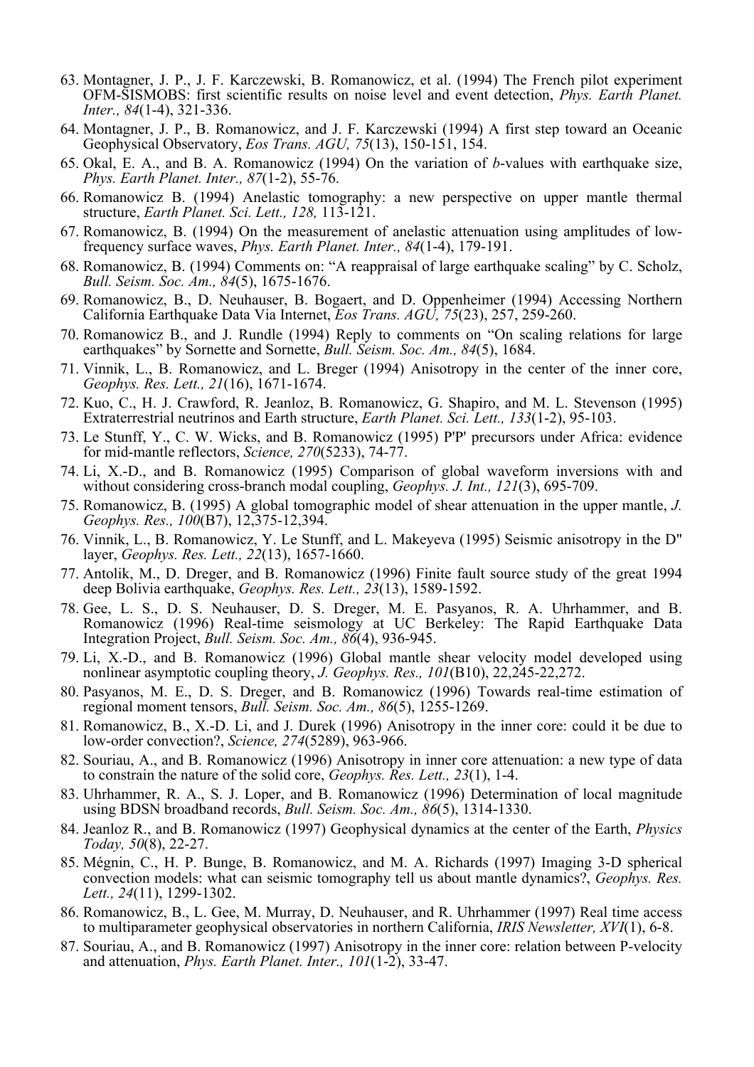63. Montagner, J. P., J. F. Karczewski, B. Romanowicz, et al. (1994) The French pilot experiment OFM-SISMOBS: first scientific results on noise level and event detection, *Phys. Earth Planet. Inter., 84*(1-4), 321-336.
64. Montagner, J. P., B. Romanowicz, and J. F. Karczewski (1994) A first step toward an Oceanic Geophysical Observatory, *Eos Trans. AGU, 75*(13), 150-151, 154.
65. Okal, E. A., and B. A. Romanowicz (1994) On the variation of *b*-values with earthquake size, *Phys. Earth Planet. Inter., 87*(1-2), 55-76.
66. Romanowicz B. (1994) Anelastic tomography: a new perspective on upper mantle thermal structure, *Earth Planet. Sci. Lett., 128,* 113-121.
67. Romanowicz, B. (1994) On the measurement of anelastic attenuation using amplitudes of low-frequency surface waves, *Phys. Earth Planet. Inter., 84*(1-4), 179-191.
68. Romanowicz, B. (1994) Comments on: "A reappraisal of large earthquake scaling" by C. Scholz, *Bull. Seism. Soc. Am., 84*(5), 1675-1676.
69. Romanowicz, B., D. Neuhauser, B. Bogaert, and D. Oppenheimer (1994) Accessing Northern California Earthquake Data Via Internet, *Eos Trans. AGU, 75*(23), 257, 259-260.
70. Romanowicz B., and J. Rundle (1994) Reply to comments on "On scaling relations for large earthquakes" by Sornette and Sornette, *Bull. Seism. Soc. Am., 84*(5), 1684.
71. Vinnik, L., B. Romanowicz, and L. Breger (1994) Anisotropy in the center of the inner core, *Geophys. Res. Lett., 21*(16), 1671-1674.
72. Kuo, C., H. J. Crawford, R. Jeanloz, B. Romanowicz, G. Shapiro, and M. L. Stevenson (1995) Extraterrestrial neutrinos and Earth structure, *Earth Planet. Sci. Lett., 133*(1-2), 95-103.
73. Le Stunff, Y., C. W. Wicks, and B. Romanowicz (1995) P'P' precursors under Africa: evidence for mid-mantle reflectors, *Science, 270*(5233), 74-77.
74. Li, X.-D., and B. Romanowicz (1995) Comparison of global waveform inversions with and without considering cross-branch modal coupling, *Geophys. J. Int., 121*(3), 695-709.
75. Romanowicz, B. (1995) A global tomographic model of shear attenuation in the upper mantle, *J. Geophys. Res., 100*(B7), 12,375-12,394.
76. Vinnik, L., B. Romanowicz, Y. Le Stunff, and L. Makeyeva (1995) Seismic anisotropy in the D" layer, *Geophys. Res. Lett., 22*(13), 1657-1660.
77. Antolik, M., D. Dreger, and B. Romanowicz (1996) Finite fault source study of the great 1994 deep Bolivia earthquake, *Geophys. Res. Lett., 23*(13), 1589-1592.
78. Gee, L. S., D. S. Neuhauser, D. S. Dreger, M. E. Pasyanos, R. A. Uhrhammer, and B. Romanowicz (1996) Real-time seismology at UC Berkeley: The Rapid Earthquake Data Integration Project, *Bull. Seism. Soc. Am., 86*(4), 936-945.
79. Li, X.-D., and B. Romanowicz (1996) Global mantle shear velocity model developed using nonlinear asymptotic coupling theory, *J. Geophys. Res., 101*(B10), 22,245-22,272.
80. Pasyanos, M. E., D. S. Dreger, and B. Romanowicz (1996) Towards real-time estimation of regional moment tensors, *Bull. Seism. Soc. Am., 86*(5), 1255-1269.
81. Romanowicz, B., X.-D. Li, and J. Durek (1996) Anisotropy in the inner core: could it be due to low-order convection?, *Science, 274*(5289), 963-966.
82. Souriau, A., and B. Romanowicz (1996) Anisotropy in inner core attenuation: a new type of data to constrain the nature of the solid core, *Geophys. Res. Lett., 23*(1), 1-4.
83. Uhrhammer, R. A., S. J. Loper, and B. Romanowicz (1996) Determination of local magnitude using BDSN broadband records, *Bull. Seism. Soc. Am., 86*(5), 1314-1330.
84. Jeanloz R., and B. Romanowicz (1997) Geophysical dynamics at the center of the Earth, *Physics Today, 50*(8), 22-27.
85. Mégnin, C., H. P. Bunge, B. Romanowicz, and M. A. Richards (1997) Imaging 3-D spherical convection models: what can seismic tomography tell us about mantle dynamics?, *Geophys. Res. Lett., 24*(11), 1299-1302.
86. Romanowicz, B., L. Gee, M. Murray, D. Neuhauser, and R. Uhrhammer (1997) Real time access to multiparameter geophysical observatories in northern California, *IRIS Newsletter, XVI*(1), 6-8.
87. Souriau, A., and B. Romanowicz (1997) Anisotropy in the inner core: relation between P-velocity and attenuation, *Phys. Earth Planet. Inter., 101*(1-2), 33-47.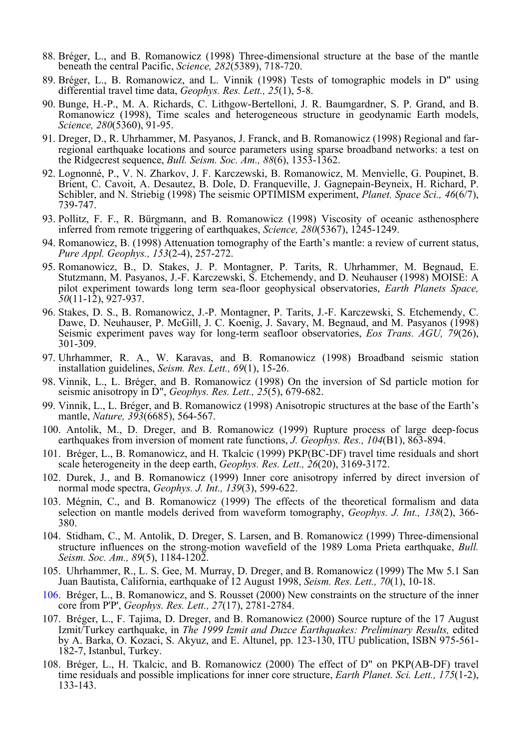88. Bréger, L., and B. Romanowicz (1998) Three-dimensional structure at the base of the mantle beneath the central Pacific, *Science, 282*(5389), 718-720.
89. Bréger, L., B. Romanowicz, and L. Vinnik (1998) Tests of tomographic models in D" using differential travel time data, *Geophys. Res. Lett., 25*(1), 5-8.
90. Bunge, H.-P., M. A. Richards, C. Lithgow-Bertelloni, J. R. Baumgardner, S. P. Grand, and B. Romanowicz (1998), Time scales and heterogeneous structure in geodynamic Earth models, *Science, 280*(5360), 91-95.
91. Dreger, D., R. Uhrhammer, M. Pasyanos, J. Franck, and B. Romanowicz (1998) Regional and far-regional earthquake locations and source parameters using sparse broadband networks: a test on the Ridgecrest sequence, *Bull. Seism. Soc. Am., 88*(6), 1353-1362.
92. Lognonné, P., V. N. Zharkov, J. F. Karczewski, B. Romanowicz, M. Menvielle, G. Poupinet, B. Brient, C. Cavoit, A. Desautez, B. Dole, D. Franqueville, J. Gagnepain-Beyneix, H. Richard, P. Schibler, and N. Striebig (1998) The seismic OPTIMISM experiment, *Planet. Space Sci., 46*(6/7), 739-747.
93. Pollitz, F. F., R. Bürgmann, and B. Romanowicz (1998) Viscosity of oceanic asthenosphere inferred from remote triggering of earthquakes, *Science, 280*(5367), 1245-1249.
94. Romanowicz, B. (1998) Attenuation tomography of the Earth's mantle: a review of current status, *Pure Appl. Geophys., 153*(2-4), 257-272.
95. Romanowicz, B., D. Stakes, J. P. Montagner, P. Tarits, R. Uhrhammer, M. Begnaud, E. Stutzmann, M. Pasyanos, J.-F. Karczewski, S. Etchemendy, and D. Neuhauser (1998) MOISE: A pilot experiment towards long term sea-floor geophysical observatories, *Earth Planets Space, 50*(11-12), 927-937.
96. Stakes, D. S., B. Romanowicz, J.-P. Montagner, P. Tarits, J.-F. Karczewski, S. Etchemendy, C. Dawe, D. Neuhauser, P. McGill, J. C. Koenig, J. Savary, M. Begnaud, and M. Pasyanos (1998) Seismic experiment paves way for long-term seafloor observatories, *Eos Trans. AGU, 79*(26), 301-309.
97. Uhrhammer, R. A., W. Karavas, and B. Romanowicz (1998) Broadband seismic station installation guidelines, *Seism. Res. Lett., 69*(1), 15-26.
98. Vinnik, L., L. Bréger, and B. Romanowicz (1998) On the inversion of Sd particle motion for seismic anisotropy in D", *Geophys. Res. Lett., 25*(5), 679-682.
99. Vinnik, L., L. Bréger, and B. Romanowicz (1998) Anisotropic structures at the base of the Earth's mantle, *Nature, 393*(6685), 564-567.
100. Antolik, M., D. Dreger, and B. Romanowicz (1999) Rupture process of large deep-focus earthquakes from inversion of moment rate functions, *J. Geophys. Res., 104*(B1), 863-894.
101. Bréger, L., B. Romanowicz, and H. Tkalcic (1999) PKP(BC-DF) travel time residuals and short scale heterogeneity in the deep earth, *Geophys. Res. Lett., 26*(20), 3169-3172.
102. Durek, J., and B. Romanowicz (1999) Inner core anisotropy inferred by direct inversion of normal mode spectra, *Geophys. J. Int., 139*(3), 599-622.
103. Mégnin, C., and B. Romanowicz (1999) The effects of the theoretical formalism and data selection on mantle models derived from waveform tomography, *Geophys. J. Int., 138*(2), 366-380.
104. Stidham, C., M. Antolik, D. Dreger, S. Larsen, and B. Romanowicz (1999) Three-dimensional structure influences on the strong-motion wavefield of the 1989 Loma Prieta earthquake, *Bull. Seism. Soc. Am., 89*(5), 1184-1202.
105. Uhrhammer, R., L. S. Gee, M. Murray, D. Dreger, and B. Romanowicz (1999) The Mw 5.1 San Juan Bautista, California, earthquake of 12 August 1998, *Seism. Res. Lett., 70*(1), 10-18.
106. Bréger, L., B. Romanowicz, and S. Rousset (2000) New constraints on the structure of the inner core from P'P', *Geophys. Res. Lett., 27*(17), 2781-2784.
107. Bréger, L., F. Tajima, D. Dreger, and B. Romanowicz (2000) Source rupture of the 17 August Izmit/Turkey earthquake, in *The 1999 Izmit and Duzce Earthquakes: Preliminary Results,* edited by A. Barka, O. Kozaci, S. Akyuz, and E. Altunel, pp. 123-130, ITU publication, ISBN 975-561-182-7, Istanbul, Turkey.
108. Bréger, L., H. Tkalcic, and B. Romanowicz (2000) The effect of D" on PKP(AB-DF) travel time residuals and possible implications for inner core structure, *Earth Planet. Sci. Lett., 175*(1-2), 133-143.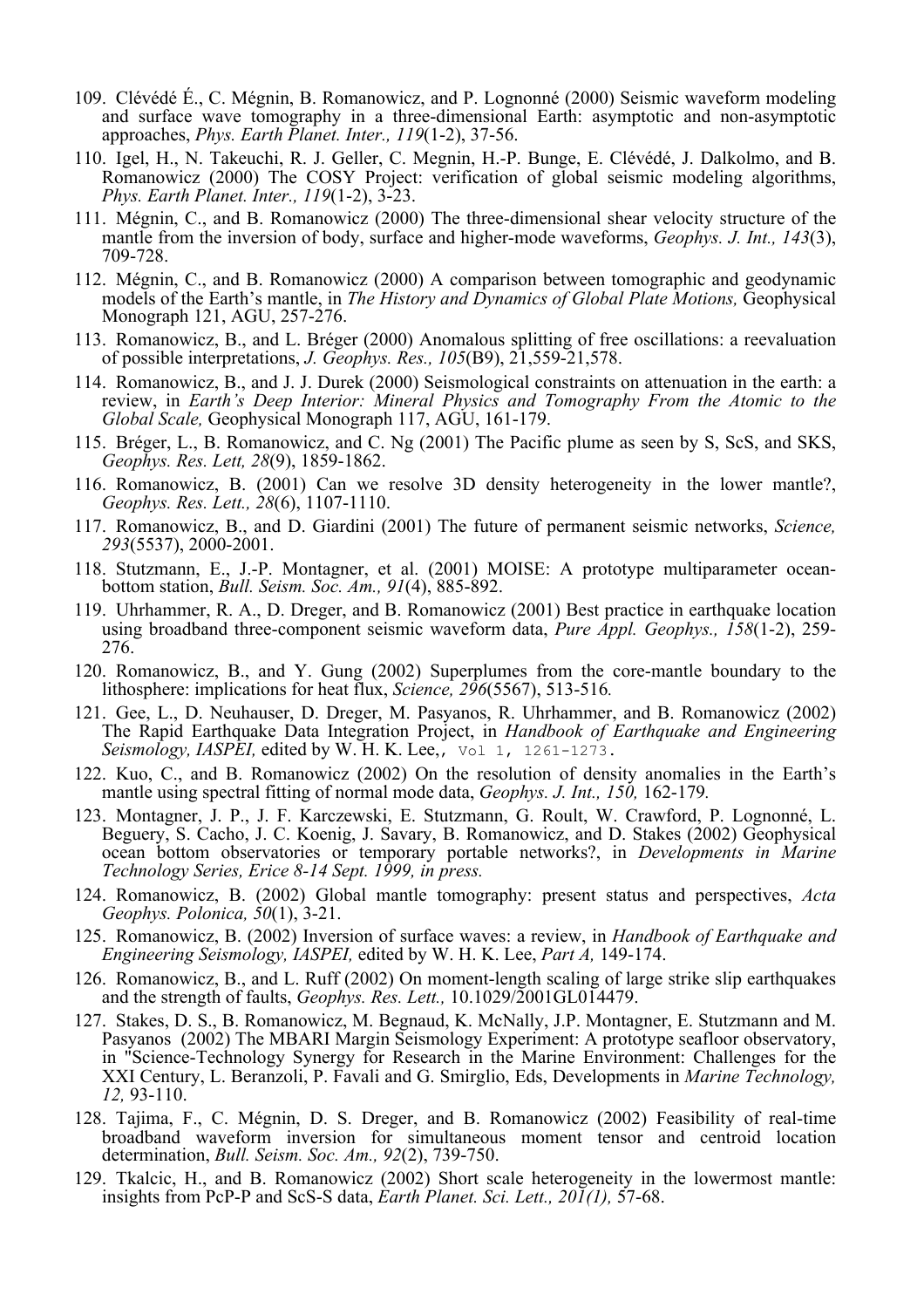109. Clévédé É., C. Mégnin, B. Romanowicz, and P. Lognonné (2000) Seismic waveform modeling and surface wave tomography in a three-dimensional Earth: asymptotic and non-asymptotic approaches, *Phys. Earth Planet. Inter., 119*(1-2), 37-56.

110. Igel, H., N. Takeuchi, R. J. Geller, C. Megnin, H.-P. Bunge, E. Clévédé, J. Dalkolmo, and B. Romanowicz (2000) The COSY Project: verification of global seismic modeling algorithms, *Phys. Earth Planet. Inter., 119*(1-2), 3-23.

111. Mégnin, C., and B. Romanowicz (2000) The three-dimensional shear velocity structure of the mantle from the inversion of body, surface and higher-mode waveforms, *Geophys. J. Int., 143*(3), 709-728.

112. Mégnin, C., and B. Romanowicz (2000) A comparison between tomographic and geodynamic models of the Earth's mantle, in *The History and Dynamics of Global Plate Motions,* Geophysical Monograph 121, AGU, 257-276.

113. Romanowicz, B., and L. Bréger (2000) Anomalous splitting of free oscillations: a reevaluation of possible interpretations, *J. Geophys. Res., 105*(B9), 21,559-21,578.

114. Romanowicz, B., and J. J. Durek (2000) Seismological constraints on attenuation in the earth: a review, in *Earth's Deep Interior: Mineral Physics and Tomography From the Atomic to the Global Scale,* Geophysical Monograph 117, AGU, 161-179.

115. Bréger, L., B. Romanowicz, and C. Ng (2001) The Pacific plume as seen by S, ScS, and SKS, *Geophys. Res. Lett, 28*(9), 1859-1862.

116. Romanowicz, B. (2001) Can we resolve 3D density heterogeneity in the lower mantle?, *Geophys. Res. Lett., 28*(6), 1107-1110.

117. Romanowicz, B., and D. Giardini (2001) The future of permanent seismic networks, *Science, 293*(5537), 2000-2001.

118. Stutzmann, E., J.-P. Montagner, et al. (2001) MOISE: A prototype multiparameter ocean-bottom station, *Bull. Seism. Soc. Am., 91*(4), 885-892.

119. Uhrhammer, R. A., D. Dreger, and B. Romanowicz (2001) Best practice in earthquake location using broadband three-component seismic waveform data, *Pure Appl. Geophys., 158*(1-2), 259-276.

120. Romanowicz, B., and Y. Gung (2002) Superplumes from the core-mantle boundary to the lithosphere: implications for heat flux, *Science, 296*(5567), 513-516*.*

121. Gee, L., D. Neuhauser, D. Dreger, M. Pasyanos, R. Uhrhammer, and B. Romanowicz (2002) The Rapid Earthquake Data Integration Project, in *Handbook of Earthquake and Engineering Seismology, IASPEI,* edited by W. H. K. Lee,, Vol 1, 1261-1273.

122. Kuo, C., and B. Romanowicz (2002) On the resolution of density anomalies in the Earth's mantle using spectral fitting of normal mode data, *Geophys. J. Int., 150,* 162-179*.*

123. Montagner, J. P., J. F. Karczewski, E. Stutzmann, G. Roult, W. Crawford, P. Lognonné, L. Beguery, S. Cacho, J. C. Koenig, J. Savary, B. Romanowicz, and D. Stakes (2002) Geophysical ocean bottom observatories or temporary portable networks?, in *Developments in Marine Technology Series, Erice 8-14 Sept. 1999, in press.*

124. Romanowicz, B. (2002) Global mantle tomography: present status and perspectives, *Acta Geophys. Polonica, 50*(1), 3-21.

125. Romanowicz, B. (2002) Inversion of surface waves: a review, in *Handbook of Earthquake and Engineering Seismology, IASPEI,* edited by W. H. K. Lee, *Part A,* 149-174.

126. Romanowicz, B., and L. Ruff (2002) On moment-length scaling of large strike slip earthquakes and the strength of faults, *Geophys. Res. Lett.,* 10.1029/2001GL014479.

127. Stakes, D. S., B. Romanowicz, M. Begnaud, K. McNally, J.P. Montagner, E. Stutzmann and M. Pasyanos (2002) The MBARI Margin Seismology Experiment: A prototype seafloor observatory, in "Science-Technology Synergy for Research in the Marine Environment: Challenges for the XXI Century, L. Beranzoli, P. Favali and G. Smirglio, Eds, Developments in *Marine Technology, 12,* 93-110.

128. Tajima, F., C. Mégnin, D. S. Dreger, and B. Romanowicz (2002) Feasibility of real-time broadband waveform inversion for simultaneous moment tensor and centroid location determination, *Bull. Seism. Soc. Am., 92*(2), 739-750.

129. Tkalcic, H., and B. Romanowicz (2002) Short scale heterogeneity in the lowermost mantle: insights from PcP-P and ScS-S data, *Earth Planet. Sci. Lett., 201(1),* 57-68.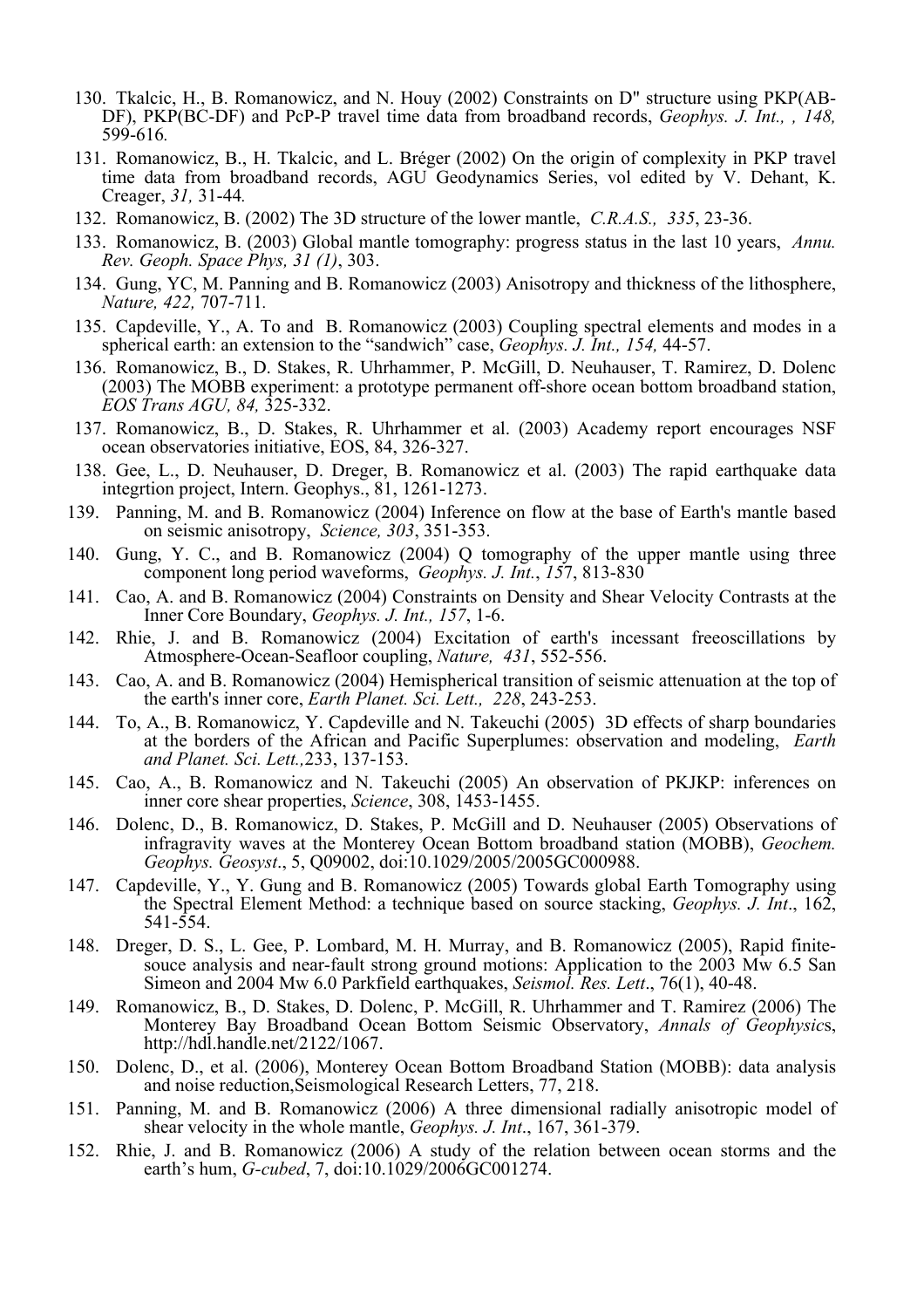130. Tkalcic, H., B. Romanowicz, and N. Houy (2002) Constraints on D" structure using PKP(AB-DF), PKP(BC-DF) and PcP-P travel time data from broadband records, *Geophys. J. Int., , 148,* 599-616*.*

131. Romanowicz, B., H. Tkalcic, and L. Bréger (2002) On the origin of complexity in PKP travel time data from broadband records, AGU Geodynamics Series, vol edited by V. Dehant, K. Creager, *31,* 31-44*.*

132. Romanowicz, B. (2002) The 3D structure of the lower mantle, *C.R.A.S., 335*, 23-36.

133. Romanowicz, B. (2003) Global mantle tomography: progress status in the last 10 years, *Annu. Rev. Geoph. Space Phys, 31 (1)*, 303.

134. Gung, YC, M. Panning and B. Romanowicz (2003) Anisotropy and thickness of the lithosphere, *Nature, 422,* 707-711*.*

135. Capdeville, Y., A. To and B. Romanowicz (2003) Coupling spectral elements and modes in a spherical earth: an extension to the "sandwich" case, *Geophys. J. Int., 154,* 44-57.

136. Romanowicz, B., D. Stakes, R. Uhrhammer, P. McGill, D. Neuhauser, T. Ramirez, D. Dolenc (2003) The MOBB experiment: a prototype permanent off-shore ocean bottom broadband station, *EOS Trans AGU, 84,* 325-332.

137. Romanowicz, B., D. Stakes, R. Uhrhammer et al. (2003) Academy report encourages NSF ocean observatories initiative, EOS, 84, 326-327.

138. Gee, L., D. Neuhauser, D. Dreger, B. Romanowicz et al. (2003) The rapid earthquake data integrtion project, Intern. Geophys., 81, 1261-1273.

139. Panning, M. and B. Romanowicz (2004) Inference on flow at the base of Earth's mantle based on seismic anisotropy, *Science, 303*, 351-353.

140. Gung, Y. C., and B. Romanowicz (2004) Q tomography of the upper mantle using three component long period waveforms, *Geophys. J. Int.*, *157*, 813-830

141. Cao, A. and B. Romanowicz (2004) Constraints on Density and Shear Velocity Contrasts at the Inner Core Boundary, *Geophys. J. Int., 157*, 1-6.

142. Rhie, J. and B. Romanowicz (2004) Excitation of earth's incessant freeoscillations by Atmosphere-Ocean-Seafloor coupling, *Nature, 431*, 552-556.

143. Cao, A. and B. Romanowicz (2004) Hemispherical transition of seismic attenuation at the top of the earth's inner core, *Earth Planet. Sci. Lett., 228*, 243-253.

144. To, A., B. Romanowicz, Y. Capdeville and N. Takeuchi (2005) 3D effects of sharp boundaries at the borders of the African and Pacific Superplumes: observation and modeling, *Earth and Planet. Sci. Lett.,*233, 137-153.

145. Cao, A., B. Romanowicz and N. Takeuchi (2005) An observation of PKJKP: inferences on inner core shear properties, *Science*, 308, 1453-1455.

146. Dolenc, D., B. Romanowicz, D. Stakes, P. McGill and D. Neuhauser (2005) Observations of infragravity waves at the Monterey Ocean Bottom broadband station (MOBB), *Geochem. Geophys. Geosyst*., 5, Q09002, doi:10.1029/2005/2005GC000988.

147. Capdeville, Y., Y. Gung and B. Romanowicz (2005) Towards global Earth Tomography using the Spectral Element Method: a technique based on source stacking, *Geophys. J. Int*., 162, 541-554.

148. Dreger, D. S., L. Gee, P. Lombard, M. H. Murray, and B. Romanowicz (2005), Rapid finite-souce analysis and near-fault strong ground motions: Application to the 2003 Mw 6.5 San Simeon and 2004 Mw 6.0 Parkfield earthquakes, *Seismol. Res. Lett*., 76(1), 40-48.

149. Romanowicz, B., D. Stakes, D. Dolenc, P. McGill, R. Uhrhammer and T. Ramirez (2006) The Monterey Bay Broadband Ocean Bottom Seismic Observatory, *Annals of Geophysic*s, http://hdl.handle.net/2122/1067.

150. Dolenc, D., et al. (2006), Monterey Ocean Bottom Broadband Station (MOBB): data analysis and noise reduction,Seismological Research Letters, 77, 218.

151. Panning, M. and B. Romanowicz (2006) A three dimensional radially anisotropic model of shear velocity in the whole mantle, *Geophys. J. Int*., 167, 361-379.

152. Rhie, J. and B. Romanowicz (2006) A study of the relation between ocean storms and the earth's hum, *G-cubed*, 7, doi:10.1029/2006GC001274.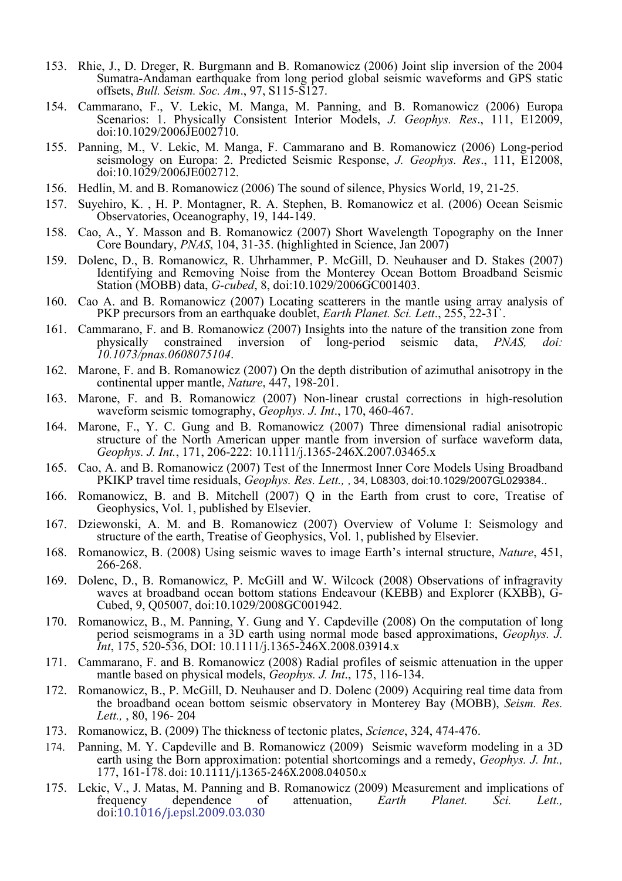153. Rhie, J., D. Dreger, R. Burgmann and B. Romanowicz (2006) Joint slip inversion of the 2004 Sumatra-Andaman earthquake from long period global seismic waveforms and GPS static offsets, *Bull. Seism. Soc. Am*., 97, S115-S127.

154. Cammarano, F., V. Lekic, M. Manga, M. Panning, and B. Romanowicz (2006) Europa Scenarios: 1. Physically Consistent Interior Models, *J. Geophys. Res*., 111, E12009, doi:10.1029/2006JE002710.

155. Panning, M., V. Lekic, M. Manga, F. Cammarano and B. Romanowicz (2006) Long-period seismology on Europa: 2. Predicted Seismic Response, *J. Geophys. Res*., 111, E12008, doi:10.1029/2006JE002712.

156. Hedlin, M. and B. Romanowicz (2006) The sound of silence, Physics World, 19, 21-25.

157. Suyehiro, K. , H. P. Montagner, R. A. Stephen, B. Romanowicz et al. (2006) Ocean Seismic Observatories, Oceanography, 19, 144-149.

158. Cao, A., Y. Masson and B. Romanowicz (2007) Short Wavelength Topography on the Inner Core Boundary, *PNAS*, 104, 31-35. (highlighted in Science, Jan 2007)

159. Dolenc, D., B. Romanowicz, R. Uhrhammer, P. McGill, D. Neuhauser and D. Stakes (2007) Identifying and Removing Noise from the Monterey Ocean Bottom Broadband Seismic Station (MOBB) data, *G-cubed*, 8, doi:10.1029/2006GC001403.

160. Cao A. and B. Romanowicz (2007) Locating scatterers in the mantle using array analysis of PKP precursors from an earthquake doublet, *Earth Planet. Sci. Lett*., 255, 22-31`.

161. Cammarano, F. and B. Romanowicz (2007) Insights into the nature of the transition zone from physically constrained inversion of long-period seismic data, *PNAS, doi: 10.1073/pnas.0608075104*.

162. Marone, F. and B. Romanowicz (2007) On the depth distribution of azimuthal anisotropy in the continental upper mantle, *Nature*, 447, 198-201.

163. Marone, F. and B. Romanowicz (2007) Non-linear crustal corrections in high-resolution waveform seismic tomography, *Geophys. J. Int*., 170, 460-467.

164. Marone, F., Y. C. Gung and B. Romanowicz (2007) Three dimensional radial anisotropic structure of the North American upper mantle from inversion of surface waveform data, *Geophys. J. Int.*, 171, 206-222: 10.1111/j.1365-246X.2007.03465.x

165. Cao, A. and B. Romanowicz (2007) Test of the Innermost Inner Core Models Using Broadband PKIKP travel time residuals, *Geophys. Res. Lett.,* , 34, L08303, doi:10.1029/2007GL029384..

166. Romanowicz, B. and B. Mitchell (2007) Q in the Earth from crust to core, Treatise of Geophysics, Vol. 1, published by Elsevier.

167. Dziewonski, A. M. and B. Romanowicz (2007) Overview of Volume I: Seismology and structure of the earth, Treatise of Geophysics, Vol. 1, published by Elsevier.

168. Romanowicz, B. (2008) Using seismic waves to image Earth's internal structure, *Nature*, 451, 266-268.

169. Dolenc, D., B. Romanowicz, P. McGill and W. Wilcock (2008) Observations of infragravity waves at broadband ocean bottom stations Endeavour (KEBB) and Explorer (KXBB), G-Cubed, 9, Q05007, doi:10.1029/2008GC001942.

170. Romanowicz, B., M. Panning, Y. Gung and Y. Capdeville (2008) On the computation of long period seismograms in a 3D earth using normal mode based approximations, *Geophys. J. Int*, 175, 520-536, DOI: 10.1111/j.1365-246X.2008.03914.x

171. Cammarano, F. and B. Romanowicz (2008) Radial profiles of seismic attenuation in the upper mantle based on physical models, *Geophys. J. Int*., 175, 116-134.

172. Romanowicz, B., P. McGill, D. Neuhauser and D. Dolenc (2009) Acquiring real time data from the broadband ocean bottom seismic observatory in Monterey Bay (MOBB), *Seism. Res. Lett.,* , 80, 196- 204

173. Romanowicz, B. (2009) The thickness of tectonic plates, *Science*, 324, 474-476.

174. Panning, M. Y. Capdeville and B. Romanowicz (2009) Seismic waveform modeling in a 3D earth using the Born approximation: potential shortcomings and a remedy, *Geophys. J. Int.,* 177, 161-178. doi: 10.1111/j.1365-246X.2008.04050.x

175. Lekic, V., J. Matas, M. Panning and B. Romanowicz (2009) Measurement and implications of frequency dependence of attenuation, *Earth Planet. Sci. Lett.,* doi:10.1016/j.epsl.2009.03.030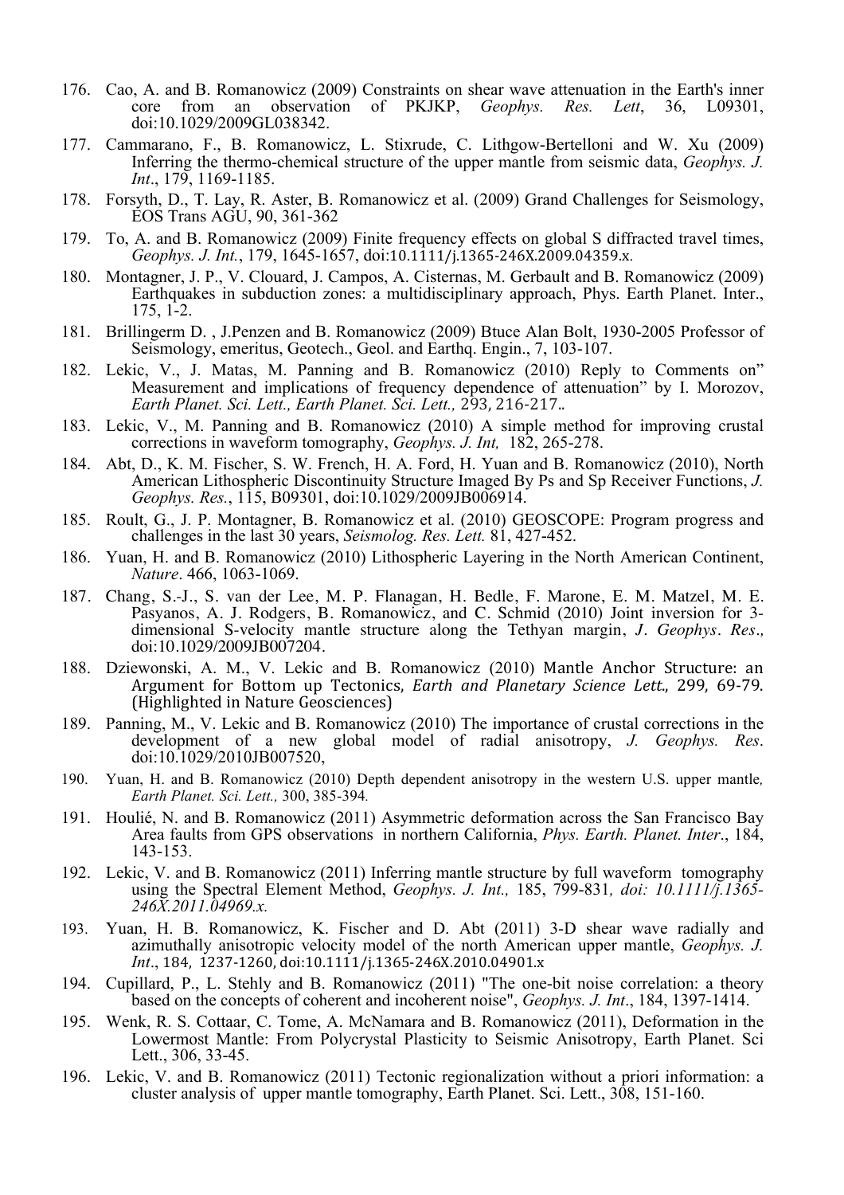176. Cao, A. and B. Romanowicz (2009) Constraints on shear wave attenuation in the Earth's inner core from an observation of PKJKP, *Geophys. Res. Lett*, 36, L09301, doi:10.1029/2009GL038342.
177. Cammarano, F., B. Romanowicz, L. Stixrude, C. Lithgow-Bertelloni and W. Xu (2009) Inferring the thermo-chemical structure of the upper mantle from seismic data, *Geophys. J. Int*., 179, 1169-1185.
178. Forsyth, D., T. Lay, R. Aster, B. Romanowicz et al. (2009) Grand Challenges for Seismology, EOS Trans AGU, 90, 361-362
179. To, A. and B. Romanowicz (2009) Finite frequency effects on global S diffracted travel times, *Geophys. J. Int.*, 179, 1645-1657, doi:10.1111/j.1365-246X.2009.04359.x.
180. Montagner, J. P., V. Clouard, J. Campos, A. Cisternas, M. Gerbault and B. Romanowicz (2009) Earthquakes in subduction zones: a multidisciplinary approach, Phys. Earth Planet. Inter., 175, 1-2.
181. Brillingerm D. , J.Penzen and B. Romanowicz (2009) Btuce Alan Bolt, 1930-2005 Professor of Seismology, emeritus, Geotech., Geol. and Earthq. Engin., 7, 103-107.
182. Lekic, V., J. Matas, M. Panning and B. Romanowicz (2010) Reply to Comments on" Measurement and implications of frequency dependence of attenuation" by I. Morozov, *Earth Planet. Sci. Lett., Earth Planet. Sci. Lett.,* 293, 216-217..
183. Lekic, V., M. Panning and B. Romanowicz (2010) A simple method for improving crustal corrections in waveform tomography, *Geophys. J. Int,* 182, 265-278.
184. Abt, D., K. M. Fischer, S. W. French, H. A. Ford, H. Yuan and B. Romanowicz (2010), North American Lithospheric Discontinuity Structure Imaged By Ps and Sp Receiver Functions, *J. Geophys. Res.*, 115, B09301, doi:10.1029/2009JB006914.
185. Roult, G., J. P. Montagner, B. Romanowicz et al. (2010) GEOSCOPE: Program progress and challenges in the last 30 years, *Seismolog. Res. Lett.* 81, 427-452.
186. Yuan, H. and B. Romanowicz (2010) Lithospheric Layering in the North American Continent, *Nature*. 466, 1063-1069.
187. Chang, S.-J., S. van der Lee, M. P. Flanagan, H. Bedle, F. Marone, E. M. Matzel, M. E. Pasyanos, A. J. Rodgers, B. Romanowicz, and C. Schmid (2010) Joint inversion for 3-dimensional S-velocity mantle structure along the Tethyan margin, *J. Geophys. Res.*, doi:10.1029/2009JB007204.
188. Dziewonski, A. M., V. Lekic and B. Romanowicz (2010) Mantle Anchor Structure: an Argument for Bottom up Tectonics, *Earth and Planetary Science Lett.*, 299, 69-79. (Highlighted in Nature Geosciences)
189. Panning, M., V. Lekic and B. Romanowicz (2010) The importance of crustal corrections in the development of a new global model of radial anisotropy, *J. Geophys. Res*. doi:10.1029/2010JB007520,
190. Yuan, H. and B. Romanowicz (2010) Depth dependent anisotropy in the western U.S. upper mantle*, Earth Planet. Sci. Lett.,* 300, 385-394*.*
191. Houlié, N. and B. Romanowicz (2011) Asymmetric deformation across the San Francisco Bay Area faults from GPS observations in northern California, *Phys. Earth. Planet. Inter*., 184, 143-153.
192. Lekic, V. and B. Romanowicz (2011) Inferring mantle structure by full waveform tomography using the Spectral Element Method, *Geophys. J. Int.,* 185, 799-831*, doi: 10.1111/j.1365-246X.2011.04969.x.*
193. Yuan, H. B. Romanowicz, K. Fischer and D. Abt (2011) 3-D shear wave radially and azimuthally anisotropic velocity model of the north American upper mantle, *Geophys. J. Int*., 184, 1237-1260, doi:10.1111/j.1365-246X.2010.04901.x
194. Cupillard, P., L. Stehly and B. Romanowicz (2011) "The one-bit noise correlation: a theory based on the concepts of coherent and incoherent noise", *Geophys. J. Int*., 184, 1397-1414.
195. Wenk, R. S. Cottaar, C. Tome, A. McNamara and B. Romanowicz (2011), Deformation in the Lowermost Mantle: From Polycrystal Plasticity to Seismic Anisotropy, Earth Planet. Sci Lett., 306, 33-45.
196. Lekic, V. and B. Romanowicz (2011) Tectonic regionalization without a priori information: a cluster analysis of upper mantle tomography, Earth Planet. Sci. Lett., 308, 151-160.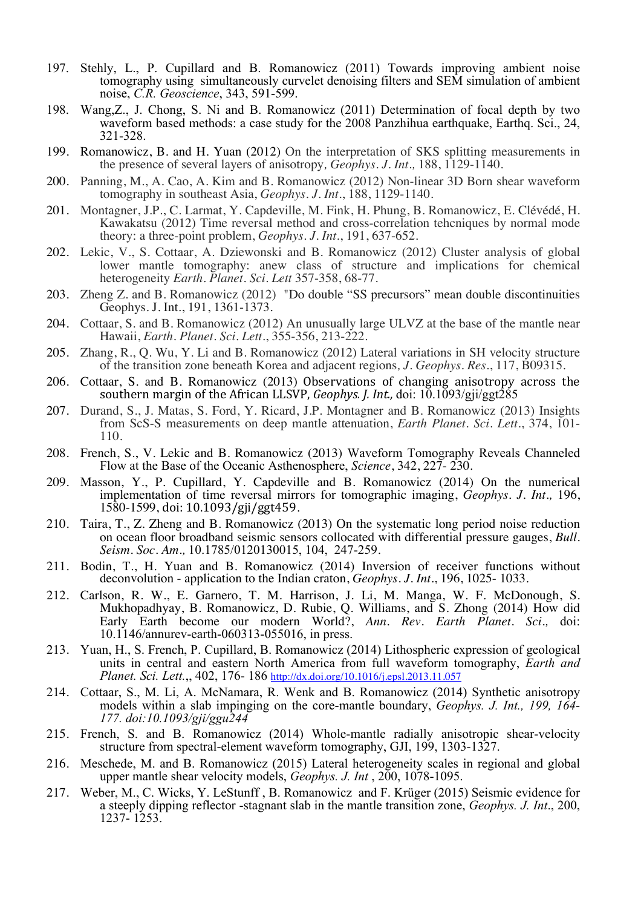197. Stehly, L., P. Cupillard and B. Romanowicz (2011) Towards improving ambient noise tomography using simultaneously curvelet denoising filters and SEM simulation of ambient noise, *C.R. Geoscience*, 343, 591-599.

198. Wang,Z., J. Chong, S. Ni and B. Romanowicz (2011) Determination of focal depth by two waveform based methods: a case study for the 2008 Panzhihua earthquake, Earthq. Sci., 24, 321-328.

199. Romanowicz, B. and H. Yuan (2012) On the interpretation of SKS splitting measurements in the presence of several layers of anisotropy*, Geophys. J. Int.,* 188, 1129-1140.

200. Panning, M., A. Cao, A. Kim and B. Romanowicz (2012) Non-linear 3D Born shear waveform tomography in southeast Asia, *Geophys. J. Int*., 188, 1129-1140.

201. Montagner, J.P., C. Larmat, Y. Capdeville, M. Fink, H. Phung, B. Romanowicz, E. Clévédé, H. Kawakatsu (2012) Time reversal method and cross-correlation tehcniques by normal mode theory: a three-point problem, *Geophys. J. Int*., 191, 637-652.

202. Lekic, V., S. Cottaar, A. Dziewonski and B. Romanowicz (2012) Cluster analysis of global lower mantle tomography: anew class of structure and implications for chemical heterogeneity *Earth. Planet. Sci. Lett* 357-358, 68-77.

203. Zheng Z. and B. Romanowicz (2012) "Do double "SS precursors" mean double discontinuities Geophys. J. Int., 191, 1361-1373.

204. Cottaar, S. and B. Romanowicz (2012) An unusually large ULVZ at the base of the mantle near Hawaii, *Earth. Planet. Sci. Lett*., 355-356, 213-222.

205. Zhang, R., Q. Wu, Y. Li and B. Romanowicz (2012) Lateral variations in SH velocity structure of the transition zone beneath Korea and adjacent regions*, J. Geophys. Res*., 117, B09315.

206. Cottaar, S. and B. Romanowicz (2013) Observations of changing anisotropy across the southern margin of the African LLSVP, *Geophys. J. Int.,* doi: 10.1093/gji/ggt285

207. Durand, S., J. Matas, S. Ford, Y. Ricard, J.P. Montagner and B. Romanowicz (2013) Insights from ScS-S measurements on deep mantle attenuation, *Earth Planet. Sci. Lett*., 374, 101-110.

208. French, S., V. Lekic and B. Romanowicz (2013) Waveform Tomography Reveals Channeled Flow at the Base of the Oceanic Asthenosphere, *Science*, 342, 227- 230.

209. Masson, Y., P. Cupillard, Y. Capdeville and B. Romanowicz (2014) On the numerical implementation of time reversal mirrors for tomographic imaging, *Geophys. J. Int.,* 196, 1580-1599, doi: 10.1093/gji/ggt459.

210. Taira, T., Z. Zheng and B. Romanowicz (2013) On the systematic long period noise reduction on ocean floor broadband seismic sensors collocated with differential pressure gauges, *Bull. Seism. Soc. Am.,* 10.1785/0120130015, 104, 247-259.

211. Bodin, T., H. Yuan and B. Romanowicz (2014) Inversion of receiver functions without deconvolution - application to the Indian craton, *Geophys. J. Int*., 196, 1025- 1033.

212. Carlson, R. W., E. Garnero, T. M. Harrison, J. Li, M. Manga, W. F. McDonough, S. Mukhopadhyay, B. Romanowicz, D. Rubie, Q. Williams, and S. Zhong (2014) How did Early Earth become our modern World?, *Ann. Rev. Earth Planet. Sci.,* doi: 10.1146/annurev-earth-060313-055016, in press.

213. Yuan, H., S. French, P. Cupillard, B. Romanowicz (2014) Lithospheric expression of geological units in central and eastern North America from full waveform tomography, *Earth and Planet. Sci. Lett.*,, 402, 176- 186 http://dx.doi.org/10.1016/j.epsl.2013.11.057

214. Cottaar, S., M. Li, A. McNamara, R. Wenk and B. Romanowicz (2014) Synthetic anisotropy models within a slab impinging on the core-mantle boundary, *Geophys. J. Int., 199, 164-177. doi:10.1093/gji/ggu244*

215. French, S. and B. Romanowicz (2014) Whole-mantle radially anisotropic shear-velocity structure from spectral-element waveform tomography, GJI, 199, 1303-1327.

216. Meschede, M. and B. Romanowicz (2015) Lateral heterogeneity scales in regional and global upper mantle shear velocity models, *Geophys. J. Int* , 200, 1078-1095.

217. Weber, M., C. Wicks, Y. LeStunff , B. Romanowicz and F. Krüger (2015) Seismic evidence for a steeply dipping reflector -stagnant slab in the mantle transition zone, *Geophys. J. Int*., 200, 1237- 1253.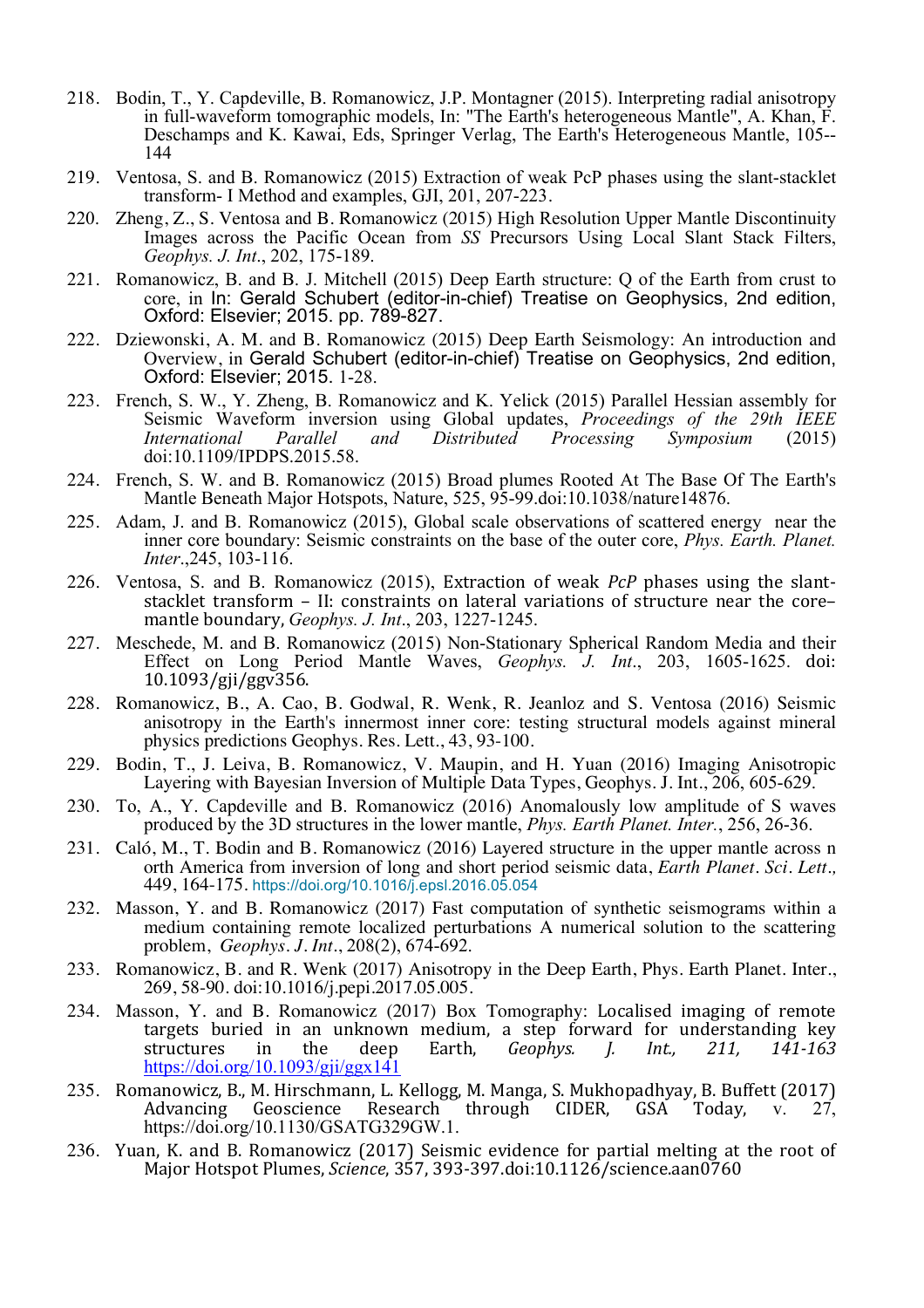218. Bodin, T., Y. Capdeville, B. Romanowicz, J.P. Montagner (2015). Interpreting radial anisotropy in full-waveform tomographic models, In: "The Earth's heterogeneous Mantle", A. Khan, F. Deschamps and K. Kawai, Eds, Springer Verlag, The Earth's Heterogeneous Mantle, 105--144

219. Ventosa, S. and B. Romanowicz (2015) Extraction of weak PcP phases using the slant-stacklet transform- I Method and examples, GJI, 201, 207-223.

220. Zheng, Z., S. Ventosa and B. Romanowicz (2015) High Resolution Upper Mantle Discontinuity Images across the Pacific Ocean from *SS* Precursors Using Local Slant Stack Filters, *Geophys. J. Int*., 202, 175-189.

221. Romanowicz, B. and B. J. Mitchell (2015) Deep Earth structure: Q of the Earth from crust to core, in In: Gerald Schubert (editor-in-chief) Treatise on Geophysics, 2nd edition, Oxford: Elsevier; 2015. pp. 789-827.

222. Dziewonski, A. M. and B. Romanowicz (2015) Deep Earth Seismology: An introduction and Overview, in Gerald Schubert (editor-in-chief) Treatise on Geophysics, 2nd edition, Oxford: Elsevier; 2015. 1-28.

223. French, S. W., Y. Zheng, B. Romanowicz and K. Yelick (2015) Parallel Hessian assembly for Seismic Waveform inversion using Global updates, *Proceedings of the 29th IEEE International Parallel and Distributed Processing Symposium* (2015) doi:10.1109/IPDPS.2015.58.

224. French, S. W. and B. Romanowicz (2015) Broad plumes Rooted At The Base Of The Earth's Mantle Beneath Major Hotspots, Nature, 525, 95-99.doi:10.1038/nature14876.

225. Adam, J. and B. Romanowicz (2015), Global scale observations of scattered energy near the inner core boundary: Seismic constraints on the base of the outer core, *Phys. Earth. Planet. Inter*.,245, 103-116.

226. Ventosa, S. and B. Romanowicz (2015), Extraction of weak *PcP* phases using the slant-stacklet transform – II: constraints on lateral variations of structure near the core–mantle boundary, *Geophys. J. Int*., 203, 1227-1245.

227. Meschede, M. and B. Romanowicz (2015) Non-Stationary Spherical Random Media and their Effect on Long Period Mantle Waves, *Geophys. J. Int*., 203, 1605-1625. doi: 10.1093/gji/ggv356.

228. Romanowicz, B., A. Cao, B. Godwal, R. Wenk, R. Jeanloz and S. Ventosa (2016) Seismic anisotropy in the Earth's innermost inner core: testing structural models against mineral physics predictions Geophys. Res. Lett., 43, 93-100.

229. Bodin, T., J. Leiva, B. Romanowicz, V. Maupin, and H. Yuan (2016) Imaging Anisotropic Layering with Bayesian Inversion of Multiple Data Types, Geophys. J. Int., 206, 605-629.

230. To, A., Y. Capdeville and B. Romanowicz (2016) Anomalously low amplitude of S waves produced by the 3D structures in the lower mantle, *Phys. Earth Planet. Inter.*, 256, 26-36.

231. Caló, M., T. Bodin and B. Romanowicz (2016) Layered structure in the upper mantle across n orth America from inversion of long and short period seismic data, *Earth Planet. Sci. Lett.,* 449, 164-175. https://doi.org/10.1016/j.epsl.2016.05.054

232. Masson, Y. and B. Romanowicz (2017) Fast computation of synthetic seismograms within a medium containing remote localized perturbations A numerical solution to the scattering problem, *Geophys. J. Int*., 208(2), 674-692.

233. Romanowicz, B. and R. Wenk (2017) Anisotropy in the Deep Earth, Phys. Earth Planet. Inter., 269, 58-90. doi:10.1016/j.pepi.2017.05.005.

234. Masson, Y. and B. Romanowicz (2017) Box Tomography: Localised imaging of remote targets buried in an unknown medium, a step forward for understanding key structures in the deep Earth, *Geophys. J. Int., 211, 141-163* https://doi.org/10.1093/gji/ggx141

235. Romanowicz, B., M. Hirschmann, L. Kellogg, M. Manga, S. Mukhopadhyay, B. Buffett (2017) Advancing Geoscience Research through CIDER, GSA Today, v. 27, https://doi.org/10.1130/GSATG329GW.1.

236. Yuan, K. and B. Romanowicz (2017) Seismic evidence for partial melting at the root of Major Hotspot Plumes, *Science*, 357, 393-397.doi:10.1126/science.aan0760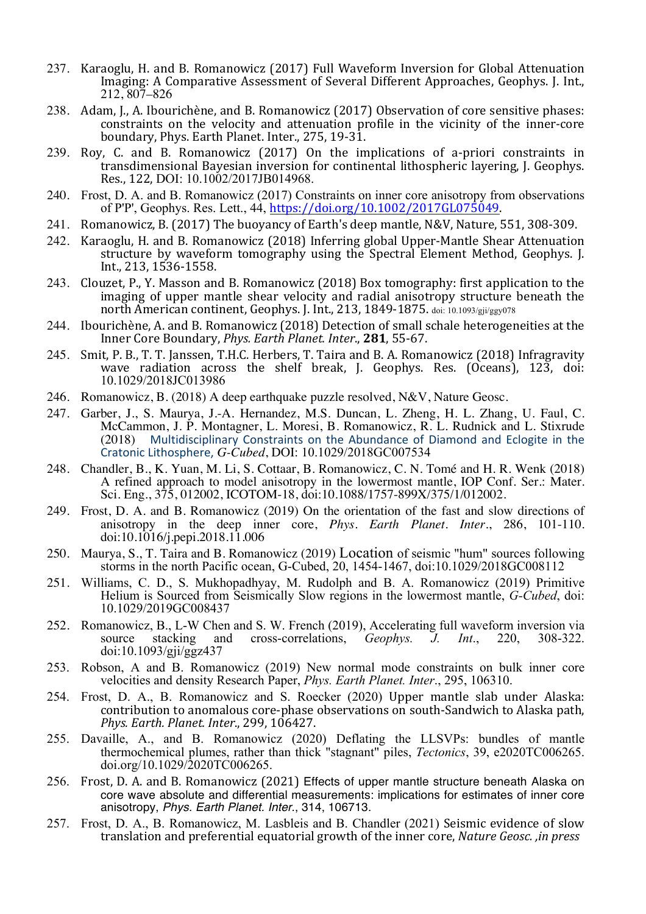237. Karaoglu, H. and B. Romanowicz (2017) Full Waveform Inversion for Global Attenuation Imaging: A Comparative Assessment of Several Different Approaches, Geophys. J. Int., 212, 807–826

238. Adam, J., A. Ibourichène, and B. Romanowicz (2017) Observation of core sensitive phases: constraints on the velocity and attenuation profile in the vicinity of the inner-core boundary, Phys. Earth Planet. Inter., 275, 19-31.

239. Roy, C. and B. Romanowicz (2017) On the implications of a-priori constraints in transdimensional Bayesian inversion for continental lithospheric layering, J. Geophys. Res., 122, DOI: 10.1002/2017JB014968.

240. Frost, D. A. and B. Romanowicz (2017) Constraints on inner core anisotropy from observations of P'P', Geophys. Res. Lett., 44, https://doi.org/10.1002/2017GL075049.

241. Romanowicz, B. (2017) The buoyancy of Earth's deep mantle, N&V, Nature, 551, 308-309.

242. Karaoglu, H. and B. Romanowicz (2018) Inferring global Upper-Mantle Shear Attenuation structure by waveform tomography using the Spectral Element Method, Geophys. J. Int., 213, 1536-1558.

243. Clouzet, P., Y. Masson and B. Romanowicz (2018) Box tomography: first application to the imaging of upper mantle shear velocity and radial anisotropy structure beneath the north American continent, Geophys. J. Int., 213, 1849-1875. doi: 10.1093/gji/ggy078

244. Ibourichène, A. and B. Romanowicz (2018) Detection of small schale heterogeneities at the Inner Core Boundary, *Phys. Earth Planet. Inter.*, **281**, 55-67.

245. Smit, P. B., T. T. Janssen, T.H.C. Herbers, T. Taira and B. A. Romanowicz (2018) Infragravity wave radiation across the shelf break, J. Geophys. Res. (Oceans), 123, doi: 10.1029/2018JC013986

246. Romanowicz, B. (2018) A deep earthquake puzzle resolved, N&V, Nature Geosc.

247. Garber, J., S. Maurya, J.-A. Hernandez, M.S. Duncan, L. Zheng, H. L. Zhang, U. Faul, C. McCammon, J. P. Montagner, L. Moresi, B. Romanowicz, R. L. Rudnick and L. Stixrude (2018) Multidisciplinary Constraints on the Abundance of Diamond and Eclogite in the Cratonic Lithosphere, *G-Cubed*, DOI: 10.1029/2018GC007534

248. Chandler, B., K. Yuan, M. Li, S. Cottaar, B. Romanowicz, C. N. Tomé and H. R. Wenk (2018) A refined approach to model anisotropy in the lowermost mantle, IOP Conf. Ser.: Mater. Sci. Eng., 375, 012002, ICOTOM-18, doi:10.1088/1757-899X/375/1/012002.

249. Frost, D. A. and B. Romanowicz (2019) On the orientation of the fast and slow directions of anisotropy in the deep inner core, *Phys. Earth Planet. Inter.*, 286, 101-110. doi:10.1016/j.pepi.2018.11.006

250. Maurya, S., T. Taira and B. Romanowicz (2019) Location of seismic "hum" sources following storms in the north Pacific ocean, G-Cubed, 20, 1454-1467, doi:10.1029/2018GC008112

251. Williams, C. D., S. Mukhopadhyay, M. Rudolph and B. A. Romanowicz (2019) Primitive Helium is Sourced from Seismically Slow regions in the lowermost mantle, *G-Cubed*, doi: 10.1029/2019GC008437

252. Romanowicz, B., L-W Chen and S. W. French (2019), Accelerating full waveform inversion via source stacking and cross-correlations, *Geophys. J. Int.*, 220, 308-322. doi:10.1093/gji/ggz437

253. Robson, A and B. Romanowicz (2019) New normal mode constraints on bulk inner core velocities and density Research Paper, *Phys. Earth Planet. Inter.*, 295, 106310.

254. Frost, D. A., B. Romanowicz and S. Roecker (2020) Upper mantle slab under Alaska: contribution to anomalous core-phase observations on south-Sandwich to Alaska path, *Phys. Earth. Planet. Inter.*, 299, 106427.

255. Davaille, A., and B. Romanowicz (2020) Deflating the LLSVPs: bundles of mantle thermochemical plumes, rather than thick "stagnant" piles, *Tectonics*, 39, e2020TC006265. doi.org/10.1029/2020TC006265.

256. Frost, D. A. and B. Romanowicz (2021) Effects of upper mantle structure beneath Alaska on core wave absolute and differential measurements: implications for estimates of inner core anisotropy, *Phys. Earth Planet. Inter.*, 314, 106713.

257. Frost, D. A., B. Romanowicz, M. Lasbleis and B. Chandler (2021) Seismic evidence of slow translation and preferential equatorial growth of the inner core, *Nature Geosc. ,in press*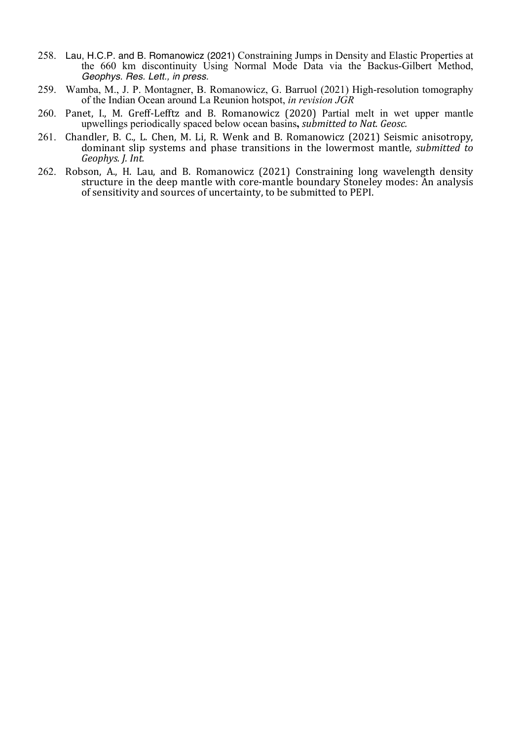258. Lau, H.C.P. and B. Romanowicz (2021) Constraining Jumps in Density and Elastic Properties at the 660 km discontinuity Using Normal Mode Data via the Backus-Gilbert Method, *Geophys. Res. Lett., in press.*

259. Wamba, M., J. P. Montagner, B. Romanowicz, G. Barruol (2021) High-resolution tomography of the Indian Ocean around La Reunion hotspot, *in revision JGR*

260. Panet, I., M. Greff-Lefftz and B. Romanowicz (2020) Partial melt in wet upper mantle upwellings periodically spaced below ocean basins**,** *submitted to Nat. Geosc.*

261. Chandler, B. C., L. Chen, M. Li, R. Wenk and B. Romanowicz (2021) Seismic anisotropy, dominant slip systems and phase transitions in the lowermost mantle, *submitted to Geophys. J. Int.*

262. Robson, A., H. Lau, and B. Romanowicz (2021) Constraining long wavelength density structure in the deep mantle with core-mantle boundary Stoneley modes: An analysis of sensitivity and sources of uncertainty, to be submitted to PEPI.